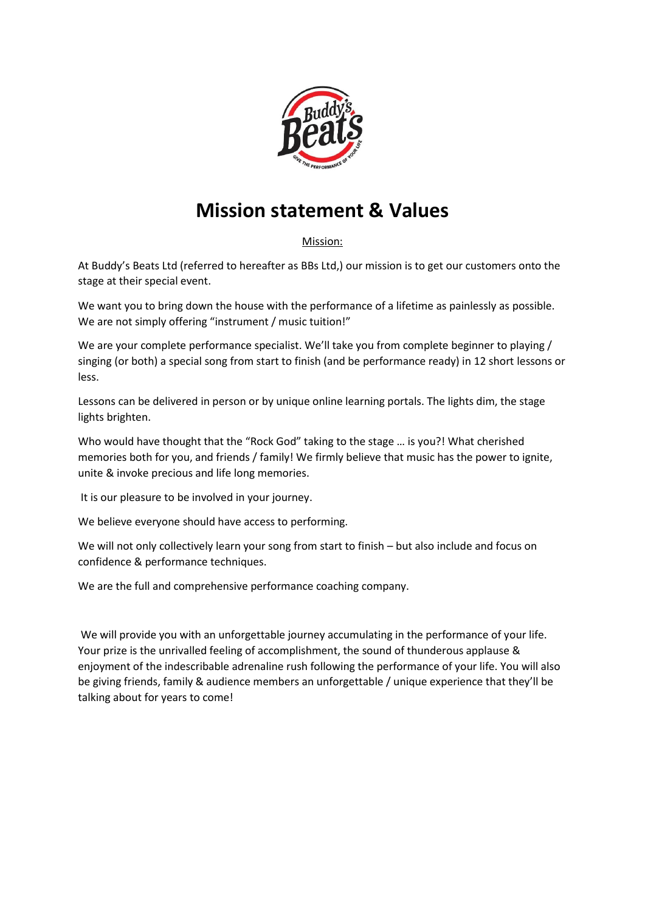# Mission statement & Values

Mission:

At Buddy's Beats Ltd (referred to hereafter as BBs Ltd,) our mission is to get our customers onto the stage at their special event.

We want you to bring down the house with the performance of a lifetime as painlessly as possible. We are not simply offering "instrument / music tuition!"

We are your complete performance specialist. We'll take you from complete beginner to playing / singing (or both) a special song from start to finish (and be performance ready) in 12 short lessons or less.

Lessons can be delivered in person or by unique online learning portals. The lights dim, the stage lights brighten.

Who would have thought that the "Rock God" taking to the stage … is you?! What cherished memories both for you, and friends / family! We firmly believe that music has the power to ignite, unite & invoke precious and life long memories.

It is our pleasure to be involved in your journey.

We believe everyone should have access to performing.

We will not only collectively learn your song from start to finish – but also include and focus on confidence & performance techniques.

We are the full and comprehensive performance coaching company.

We will provide you with an unforgettable journey accumulating in the performance of your life. Your prize is the unrivalled feeling of accomplishment, the sound of thunderous applause & enjoyment of the indescribable adrenaline rush following the performance of your life. You will also be giving friends, family & audience members an unforgettable / unique experience that they'll be talking about for years to come!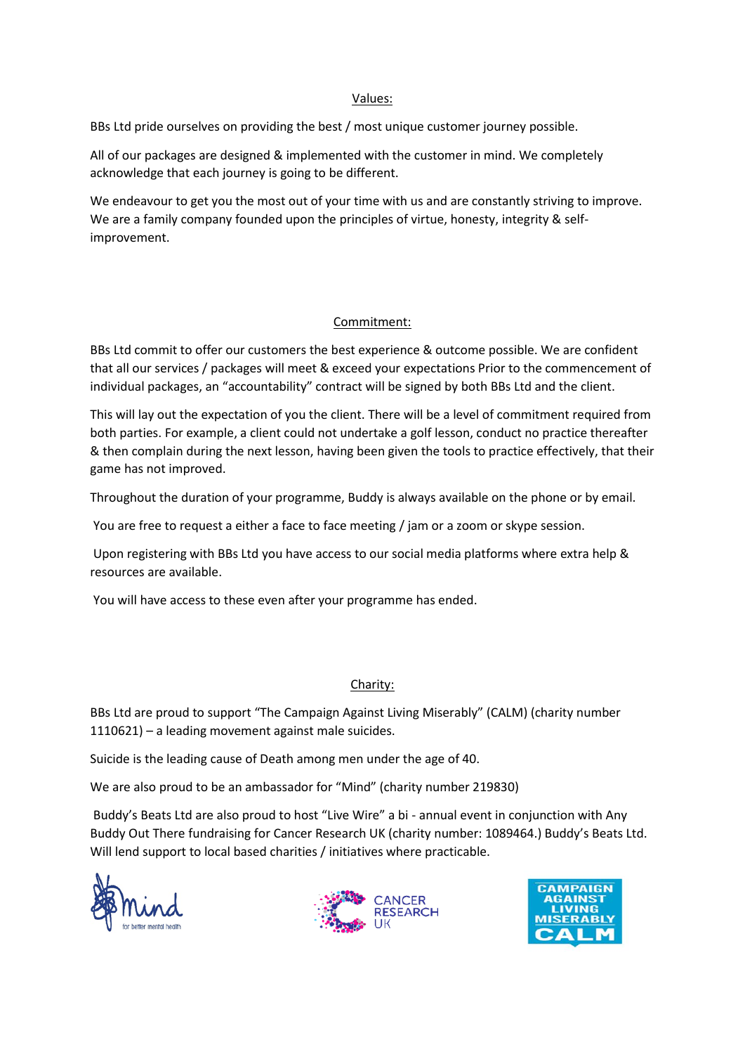## Values:

BBs Ltd pride ourselves on providing the best / most unique customer journey possible.

All of our packages are designed & implemented with the customer in mind. We completely acknowledge that each journey is going to be different.

We endeavour to get you the most out of your time with us and are constantly striving to improve. We are a family company founded upon the principles of virtue, honesty, integrity & self-improvement.

## Commitment:

BBs Ltd commit to offer our customers the best experience & outcome possible. We are confident that all our services / packages will meet & exceed your expectations Prior to the commencement of individual packages, an "accountability" contract will be signed by both BBs Ltd and the client.

This will lay out the expectation of you the client. There will be a level of commitment required from both parties. For example, a client could not undertake a golf lesson, conduct no practice thereafter & then complain during the next lesson, having been given the tools to practice effectively, that their game has not improved.

Throughout the duration of your programme, Buddy is always available on the phone or by email.

You are free to request a either a face to face meeting / jam or a zoom or skype session.

Upon registering with BBs Ltd you have access to our social media platforms where extra help & resources are available.

You will have access to these even after your programme has ended.

## Charity:

BBs Ltd are proud to support "The Campaign Against Living Miserably" (CALM) (charity number 1110621) – a leading movement against male suicides.

Suicide is the leading cause of Death among men under the age of 40.

We are also proud to be an ambassador for "Mind" (charity number 219830)

Buddy's Beats Ltd are also proud to host "Live Wire" a bi - annual event in conjunction with Any Buddy Out There fundraising for Cancer Research UK (charity number: 1089464.) Buddy's Beats Ltd. Will lend support to local based charities / initiatives where practicable.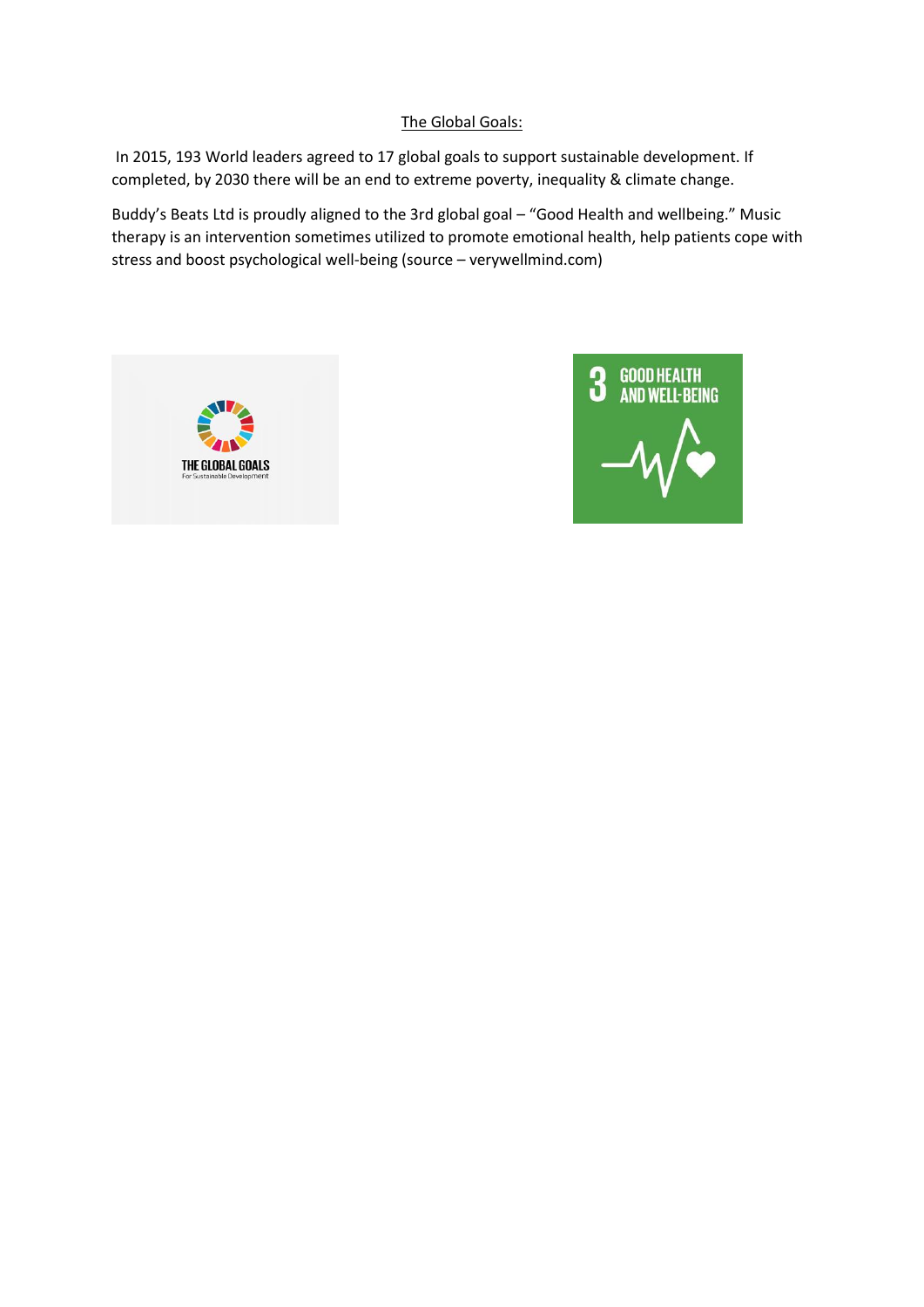<u>The Global Goals:</u>

In 2015, 193 World leaders agreed to 17 global goals to support sustainable development. If completed, by 2030 there will be an end to extreme poverty, inequality & climate change.

Buddy's Beats Ltd is proudly aligned to the 3rd global goal – "Good Health and wellbeing." Music therapy is an intervention sometimes utilized to promote emotional health, help patients cope with stress and boost psychological well-being (source – verywellmind.com)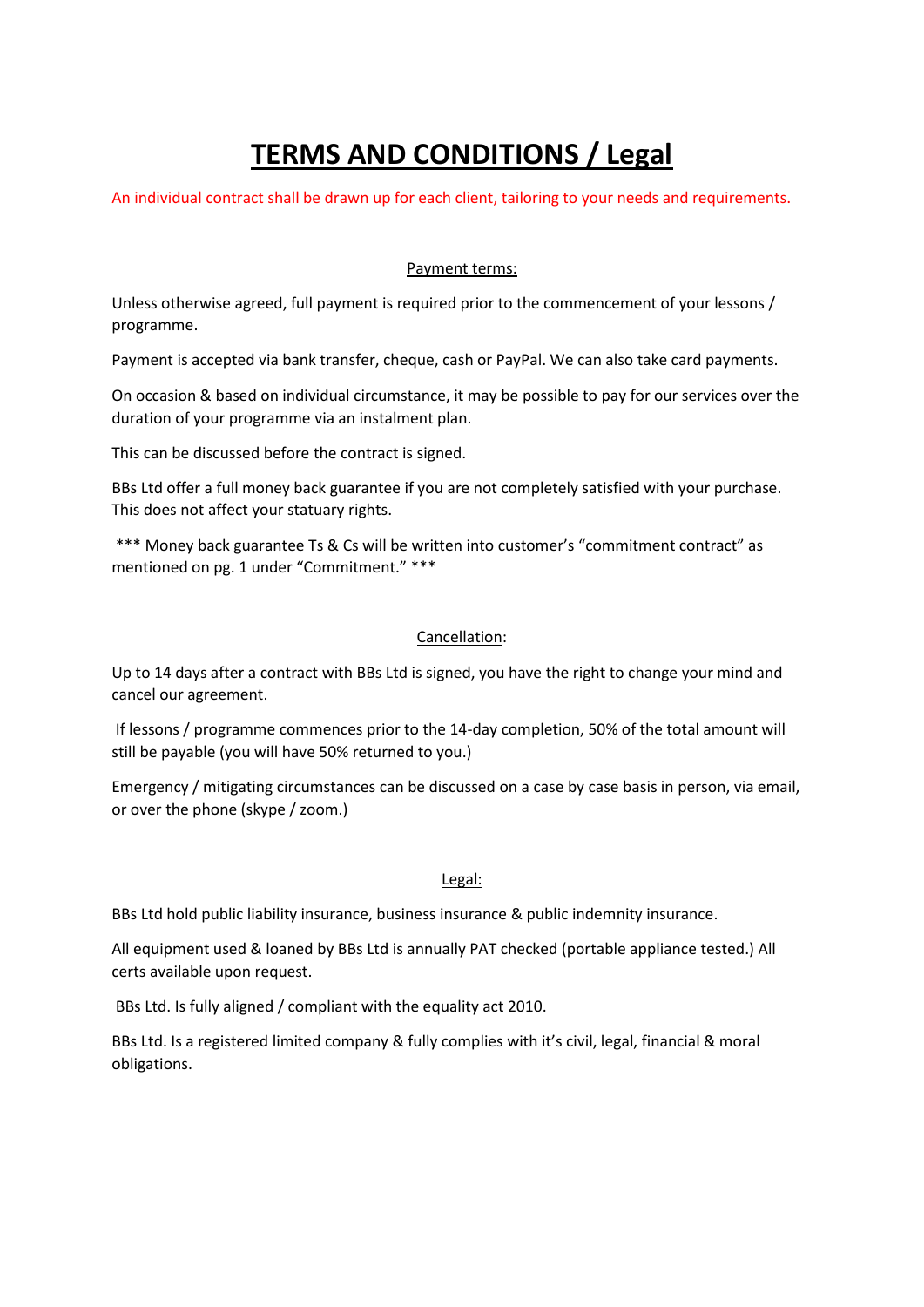# TERMS AND CONDITIONS / Legal

An individual contract shall be drawn up for each client, tailoring to your needs and requirements.

## Payment terms:

Unless otherwise agreed, full payment is required prior to the commencement of your lessons / programme.

Payment is accepted via bank transfer, cheque, cash or PayPal. We can also take card payments.

On occasion & based on individual circumstance, it may be possible to pay for our services over the duration of your programme via an instalment plan.

This can be discussed before the contract is signed.

BBs Ltd offer a full money back guarantee if you are not completely satisfied with your purchase. This does not affect your statuary rights.

*** Money back guarantee Ts & Cs will be written into customer's "commitment contract" as mentioned on pg. 1 under "Commitment." ***

## Cancellation:

Up to 14 days after a contract with BBs Ltd is signed, you have the right to change your mind and cancel our agreement.

If lessons / programme commences prior to the 14-day completion, 50% of the total amount will still be payable (you will have 50% returned to you.)

Emergency / mitigating circumstances can be discussed on a case by case basis in person, via email, or over the phone (skype / zoom.)

## Legal:

BBs Ltd hold public liability insurance, business insurance & public indemnity insurance.

All equipment used & loaned by BBs Ltd is annually PAT checked (portable appliance tested.) All certs available upon request.

BBs Ltd. Is fully aligned / compliant with the equality act 2010.

BBs Ltd. Is a registered limited company & fully complies with it's civil, legal, financial & moral obligations.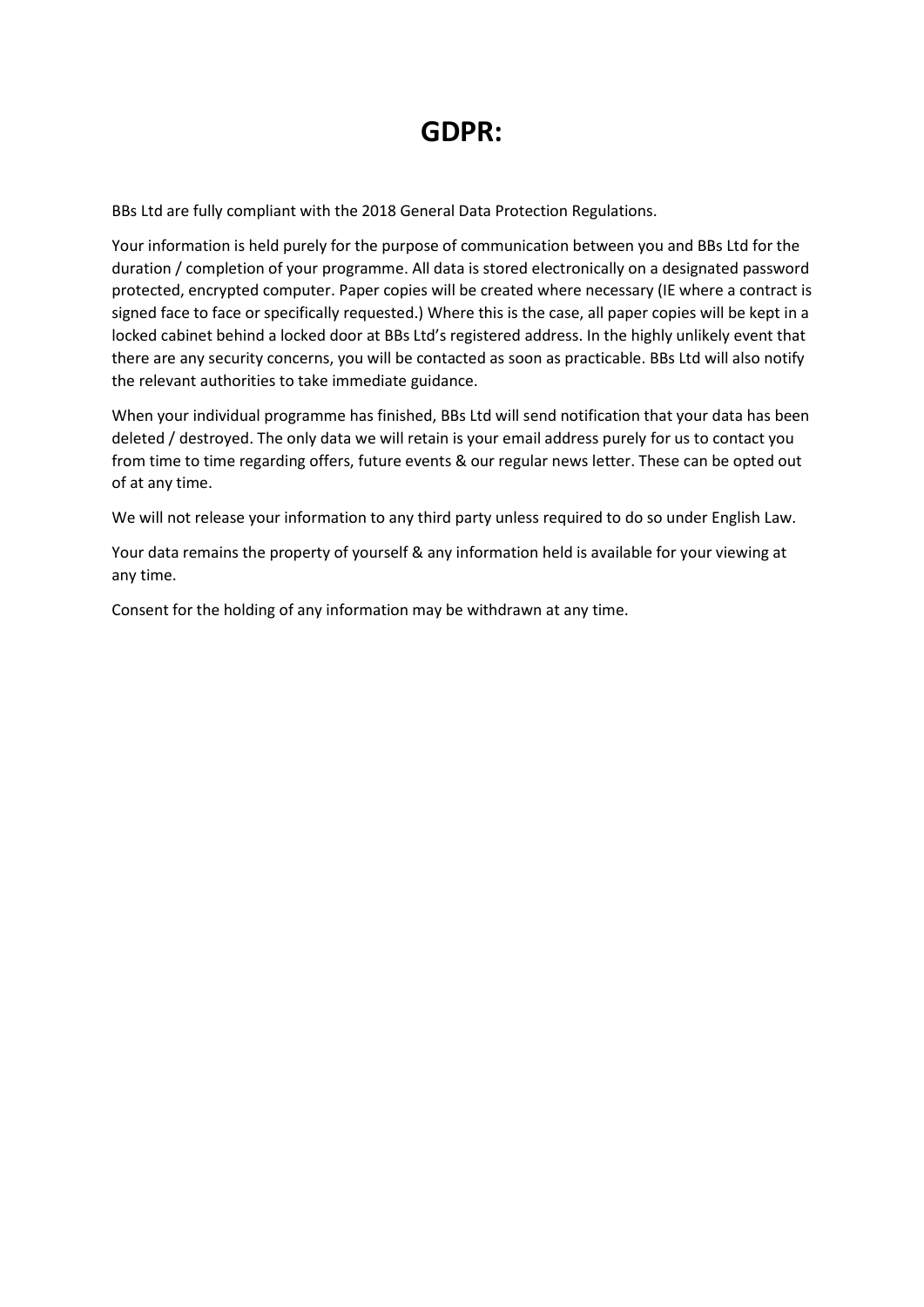# GDPR:

BBs Ltd are fully compliant with the 2018 General Data Protection Regulations.

Your information is held purely for the purpose of communication between you and BBs Ltd for the duration / completion of your programme. All data is stored electronically on a designated password protected, encrypted computer. Paper copies will be created where necessary (IE where a contract is signed face to face or specifically requested.) Where this is the case, all paper copies will be kept in a locked cabinet behind a locked door at BBs Ltd's registered address. In the highly unlikely event that there are any security concerns, you will be contacted as soon as practicable. BBs Ltd will also notify the relevant authorities to take immediate guidance.

When your individual programme has finished, BBs Ltd will send notification that your data has been deleted / destroyed. The only data we will retain is your email address purely for us to contact you from time to time regarding offers, future events & our regular news letter. These can be opted out of at any time.

We will not release your information to any third party unless required to do so under English Law.

Your data remains the property of yourself & any information held is available for your viewing at any time.

Consent for the holding of any information may be withdrawn at any time.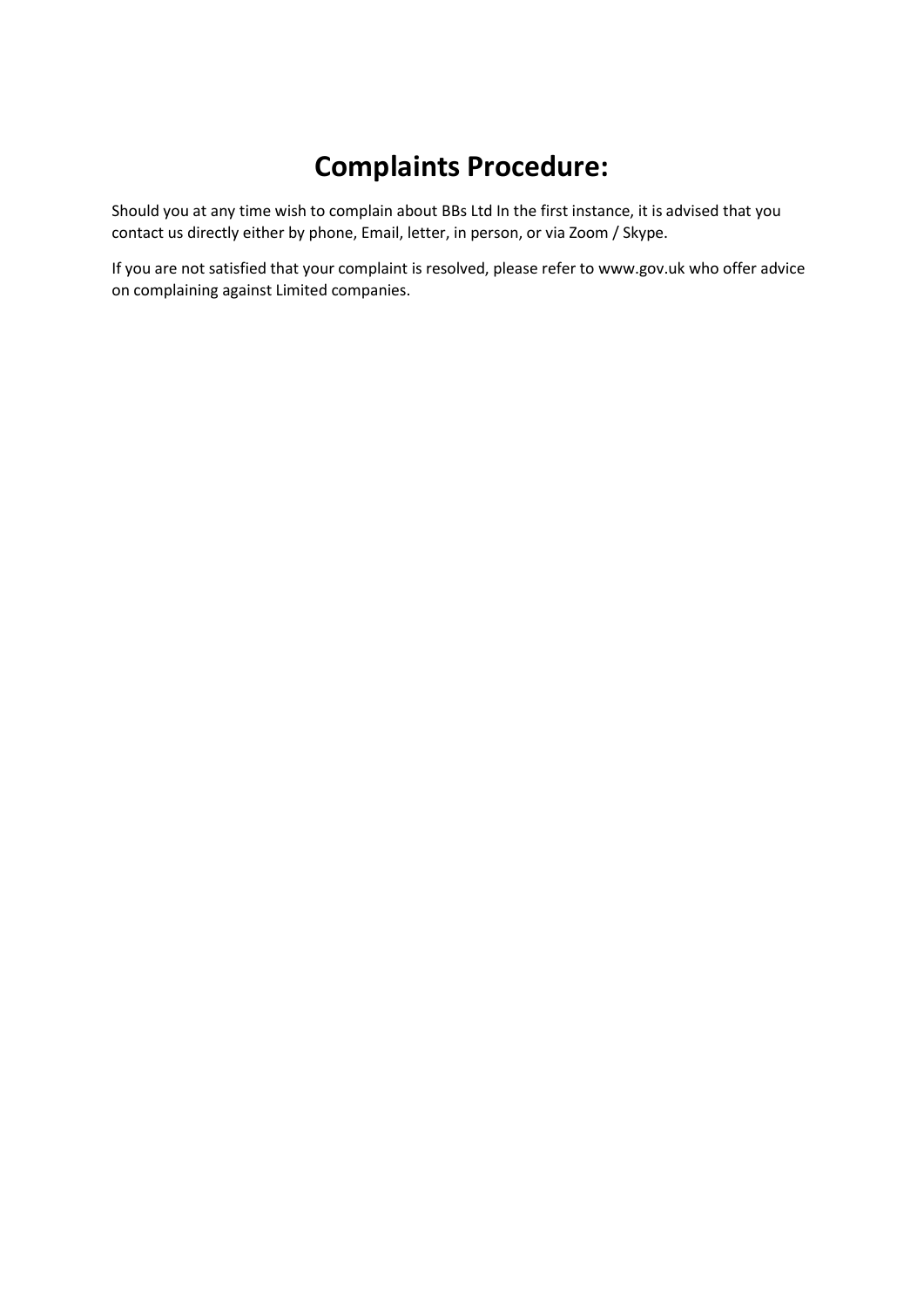# Complaints Procedure:

Should you at any time wish to complain about BBs Ltd In the first instance, it is advised that you contact us directly either by phone, Email, letter, in person, or via Zoom / Skype.

If you are not satisfied that your complaint is resolved, please refer to www.gov.uk who offer advice on complaining against Limited companies.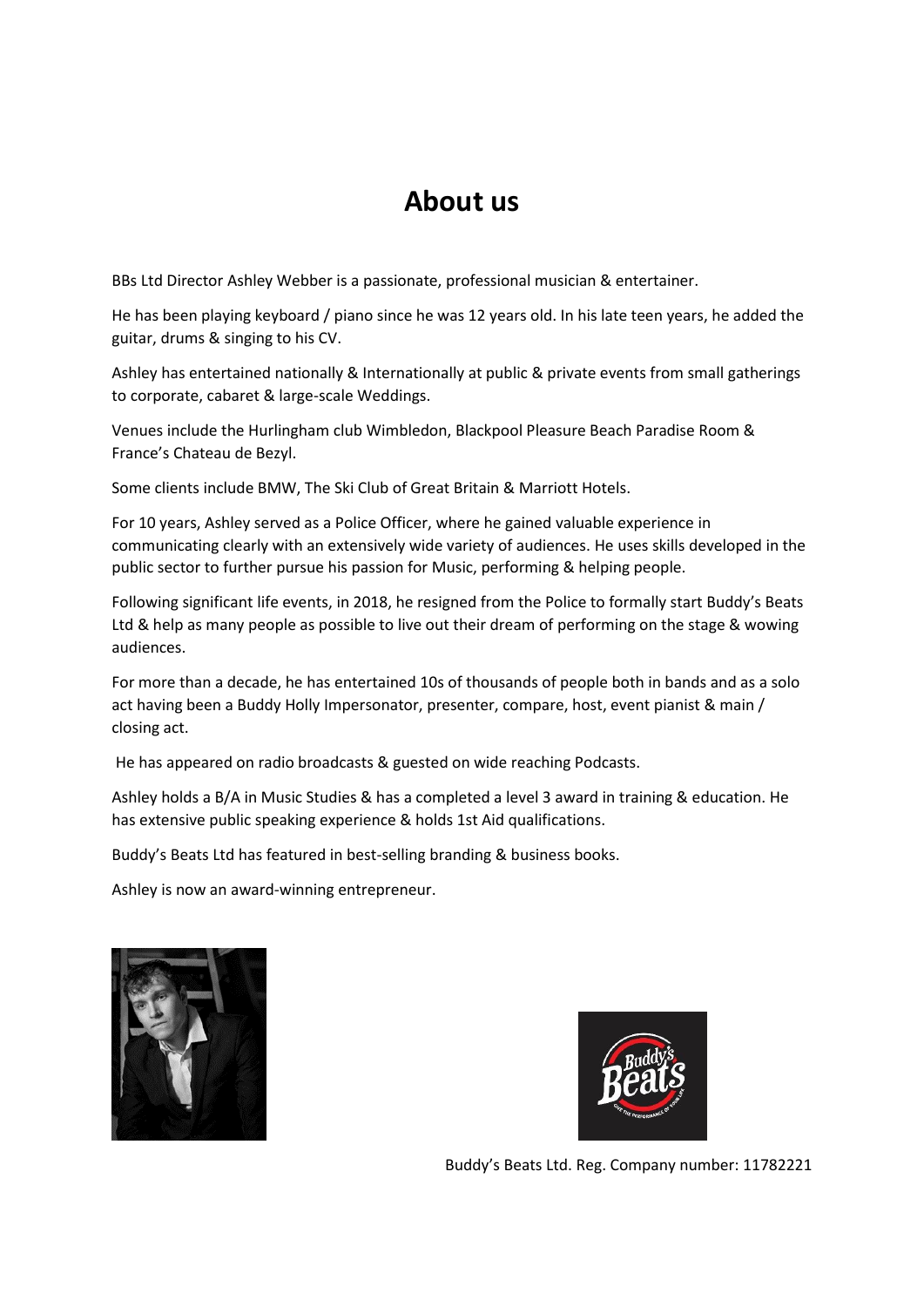# About us

BBs Ltd Director Ashley Webber is a passionate, professional musician & entertainer.

He has been playing keyboard / piano since he was 12 years old. In his late teen years, he added the guitar, drums & singing to his CV.

Ashley has entertained nationally & Internationally at public & private events from small gatherings to corporate, cabaret & large-scale Weddings.

Venues include the Hurlingham club Wimbledon, Blackpool Pleasure Beach Paradise Room & France's Chateau de Bezyl.

Some clients include BMW, The Ski Club of Great Britain & Marriott Hotels.

For 10 years, Ashley served as a Police Officer, where he gained valuable experience in communicating clearly with an extensively wide variety of audiences. He uses skills developed in the public sector to further pursue his passion for Music, performing & helping people.

Following significant life events, in 2018, he resigned from the Police to formally start Buddy's Beats Ltd & help as many people as possible to live out their dream of performing on the stage & wowing audiences.

For more than a decade, he has entertained 10s of thousands of people both in bands and as a solo act having been a Buddy Holly Impersonator, presenter, compare, host, event pianist & main / closing act.

He has appeared on radio broadcasts & guested on wide reaching Podcasts.

Ashley holds a B/A in Music Studies & has a completed a level 3 award in training & education. He has extensive public speaking experience & holds 1st Aid qualifications.

Buddy's Beats Ltd has featured in best-selling branding & business books.

Ashley is now an award-winning entrepreneur.

Buddy's Beats Ltd. Reg. Company number: 11782221